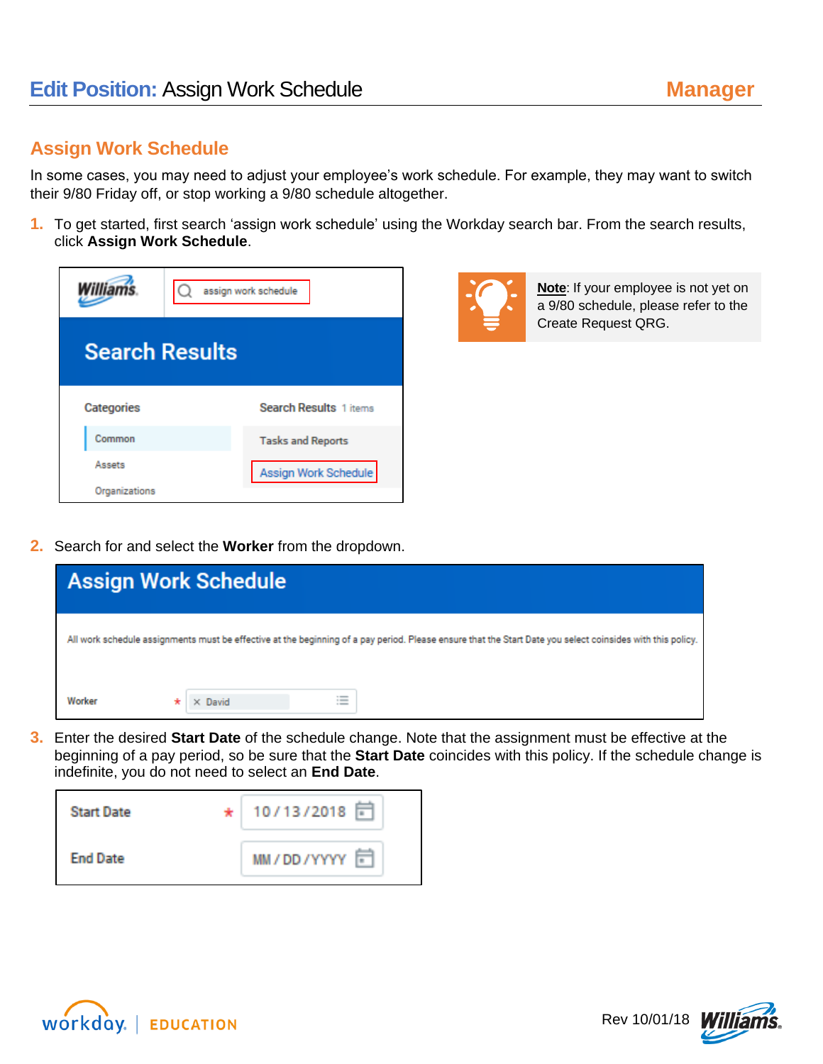# **Edit Position:** Assign Work Schedule

**Manager**

## Assign Work Schedule

In some cases, you may need to adjust your employee's work schedule. For example, they may want to switch their 9/80 Friday off, or stop working a 9/80 schedule altogether.

1. To get started, first search 'assign work schedule' using the Workday search bar. From the search results, click **Assign Work Schedule**.

> **Note**: If your employee is not yet on a 9/80 schedule, please refer to the Create Request QRG.

2. Search for and select the **Worker** from the dropdown.

3. Enter the desired **Start Date** of the schedule change. Note that the assignment must be effective at the beginning of a pay period, so be sure that the **Start Date** coincides with this policy. If the schedule change is indefinite, you do not need to select an **End Date**.

Rev 10/01/18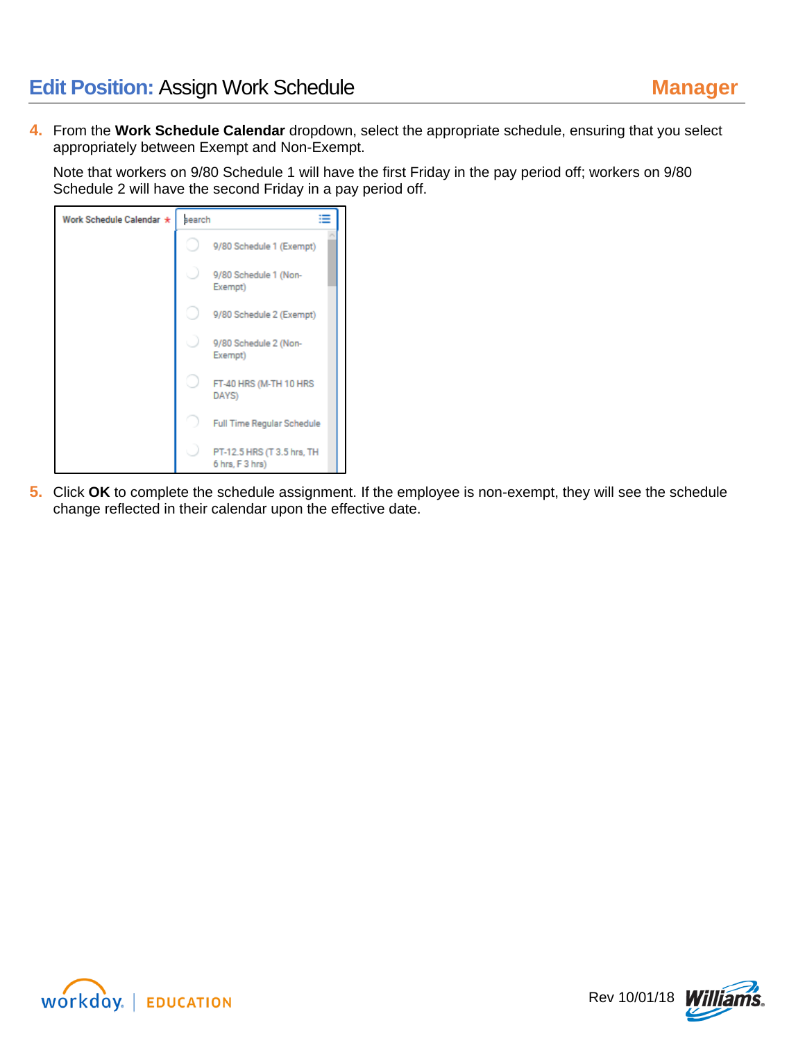# Edit Position: Assign Work Schedule

**Manager**

4. From the **Work Schedule Calendar** dropdown, select the appropriate schedule, ensuring that you select appropriately between Exempt and Non-Exempt.

   Note that workers on 9/80 Schedule 1 will have the first Friday in the pay period off; workers on 9/80 Schedule 2 will have the second Friday in a pay period off.

   Work Schedule Calendar *
   - 9/80 Schedule 1 (Exempt)
   - 9/80 Schedule 1 (Non-Exempt)
   - 9/80 Schedule 2 (Exempt)
   - 9/80 Schedule 2 (Non-Exempt)
   - FT-40 HRS (M-TH 10 HRS DAYS)
   - Full Time Regular Schedule
   - PT-12.5 HRS (T 3.5 hrs, TH 6 hrs, F 3 hrs)

5. Click **OK** to complete the schedule assignment. If the employee is non-exempt, they will see the schedule change reflected in their calendar upon the effective date.